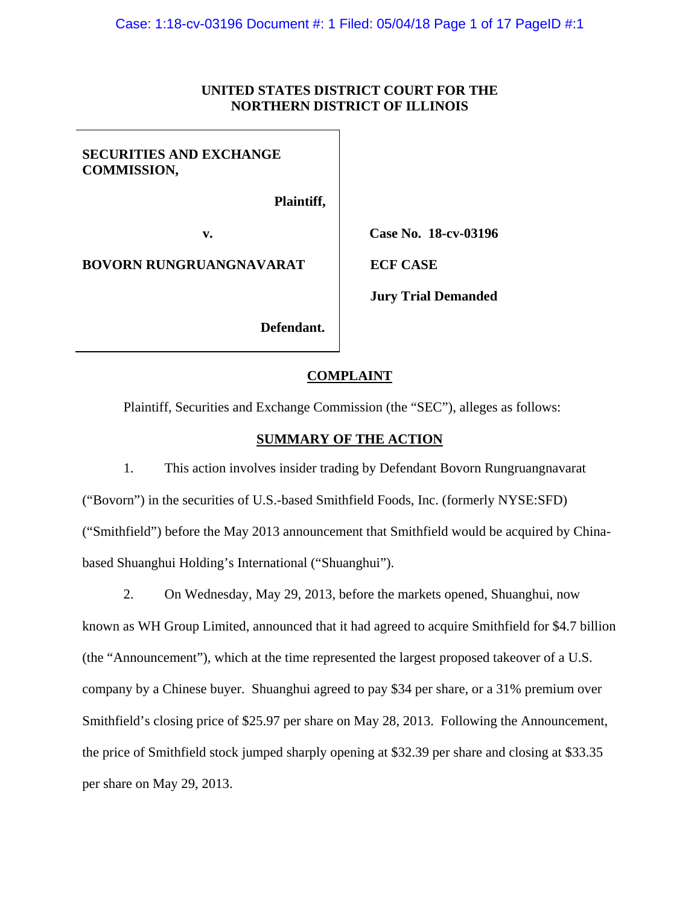**UNITED STATES DISTRICT COURT FOR THE NORTHERN DISTRICT OF ILLINOIS**

| | |
|---|---|
| **SECURITIES AND EXCHANGE COMMISSION,** | |
| **Plaintiff,** | |
| **v.** | **Case No. 18-cv-03196** |
| **BOVORN RUNGRUANGNAVARAT** | **ECF CASE** |
| | **Jury Trial Demanded** |
| **Defendant.** | |

## COMPLAINT

Plaintiff, Securities and Exchange Commission (the "SEC"), alleges as follows:

## SUMMARY OF THE ACTION

1. This action involves insider trading by Defendant Bovorn Rungruangnavarat ("Bovorn") in the securities of U.S.-based Smithfield Foods, Inc. (formerly NYSE:SFD) ("Smithfield") before the May 2013 announcement that Smithfield would be acquired by China-based Shuanghui Holding's International ("Shuanghui").

2. On Wednesday, May 29, 2013, before the markets opened, Shuanghui, now known as WH Group Limited, announced that it had agreed to acquire Smithfield for $4.7 billion (the "Announcement"), which at the time represented the largest proposed takeover of a U.S. company by a Chinese buyer. Shuanghui agreed to pay $34 per share, or a 31% premium over Smithfield's closing price of $25.97 per share on May 28, 2013. Following the Announcement, the price of Smithfield stock jumped sharply opening at $32.39 per share and closing at $33.35 per share on May 29, 2013.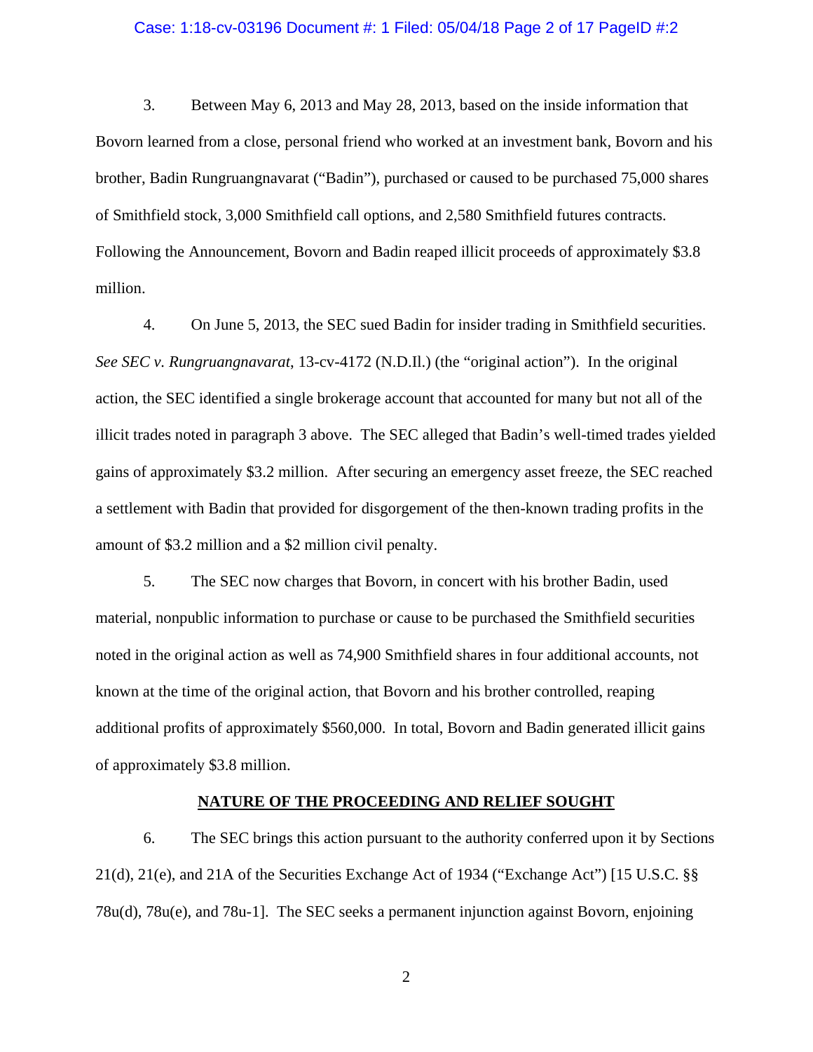3. Between May 6, 2013 and May 28, 2013, based on the inside information that Bovorn learned from a close, personal friend who worked at an investment bank, Bovorn and his brother, Badin Rungruangnavarat ("Badin"), purchased or caused to be purchased 75,000 shares of Smithfield stock, 3,000 Smithfield call options, and 2,580 Smithfield futures contracts. Following the Announcement, Bovorn and Badin reaped illicit proceeds of approximately $3.8 million.

4. On June 5, 2013, the SEC sued Badin for insider trading in Smithfield securities. *See SEC v. Rungruangnavarat*, 13-cv-4172 (N.D.Il.) (the "original action"). In the original action, the SEC identified a single brokerage account that accounted for many but not all of the illicit trades noted in paragraph 3 above. The SEC alleged that Badin's well-timed trades yielded gains of approximately $3.2 million. After securing an emergency asset freeze, the SEC reached a settlement with Badin that provided for disgorgement of the then-known trading profits in the amount of $3.2 million and a $2 million civil penalty.

5. The SEC now charges that Bovorn, in concert with his brother Badin, used material, nonpublic information to purchase or cause to be purchased the Smithfield securities noted in the original action as well as 74,900 Smithfield shares in four additional accounts, not known at the time of the original action, that Bovorn and his brother controlled, reaping additional profits of approximately $560,000. In total, Bovorn and Badin generated illicit gains of approximately $3.8 million.

## NATURE OF THE PROCEEDING AND RELIEF SOUGHT

6. The SEC brings this action pursuant to the authority conferred upon it by Sections 21(d), 21(e), and 21A of the Securities Exchange Act of 1934 ("Exchange Act") [15 U.S.C. §§ 78u(d), 78u(e), and 78u-1]. The SEC seeks a permanent injunction against Bovorn, enjoining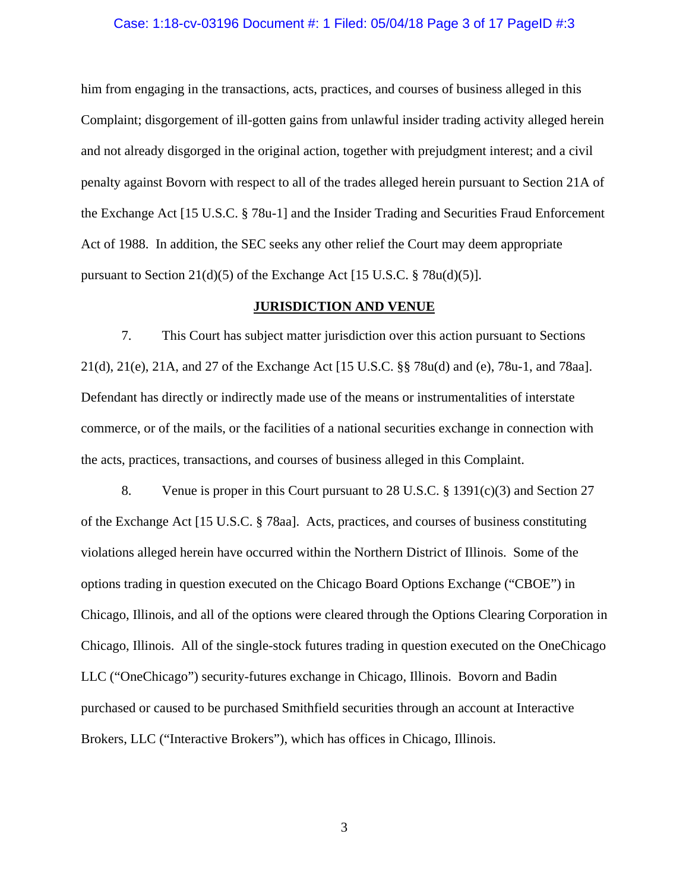him from engaging in the transactions, acts, practices, and courses of business alleged in this Complaint; disgorgement of ill-gotten gains from unlawful insider trading activity alleged herein and not already disgorged in the original action, together with prejudgment interest; and a civil penalty against Bovorn with respect to all of the trades alleged herein pursuant to Section 21A of the Exchange Act [15 U.S.C. § 78u-1] and the Insider Trading and Securities Fraud Enforcement Act of 1988. In addition, the SEC seeks any other relief the Court may deem appropriate pursuant to Section 21(d)(5) of the Exchange Act [15 U.S.C. § 78u(d)(5)].

## JURISDICTION AND VENUE

7. This Court has subject matter jurisdiction over this action pursuant to Sections 21(d), 21(e), 21A, and 27 of the Exchange Act [15 U.S.C. §§ 78u(d) and (e), 78u-1, and 78aa]. Defendant has directly or indirectly made use of the means or instrumentalities of interstate commerce, or of the mails, or the facilities of a national securities exchange in connection with the acts, practices, transactions, and courses of business alleged in this Complaint.

8. Venue is proper in this Court pursuant to 28 U.S.C. § 1391(c)(3) and Section 27 of the Exchange Act [15 U.S.C. § 78aa]. Acts, practices, and courses of business constituting violations alleged herein have occurred within the Northern District of Illinois. Some of the options trading in question executed on the Chicago Board Options Exchange ("CBOE") in Chicago, Illinois, and all of the options were cleared through the Options Clearing Corporation in Chicago, Illinois. All of the single-stock futures trading in question executed on the OneChicago LLC ("OneChicago") security-futures exchange in Chicago, Illinois. Bovorn and Badin purchased or caused to be purchased Smithfield securities through an account at Interactive Brokers, LLC ("Interactive Brokers"), which has offices in Chicago, Illinois.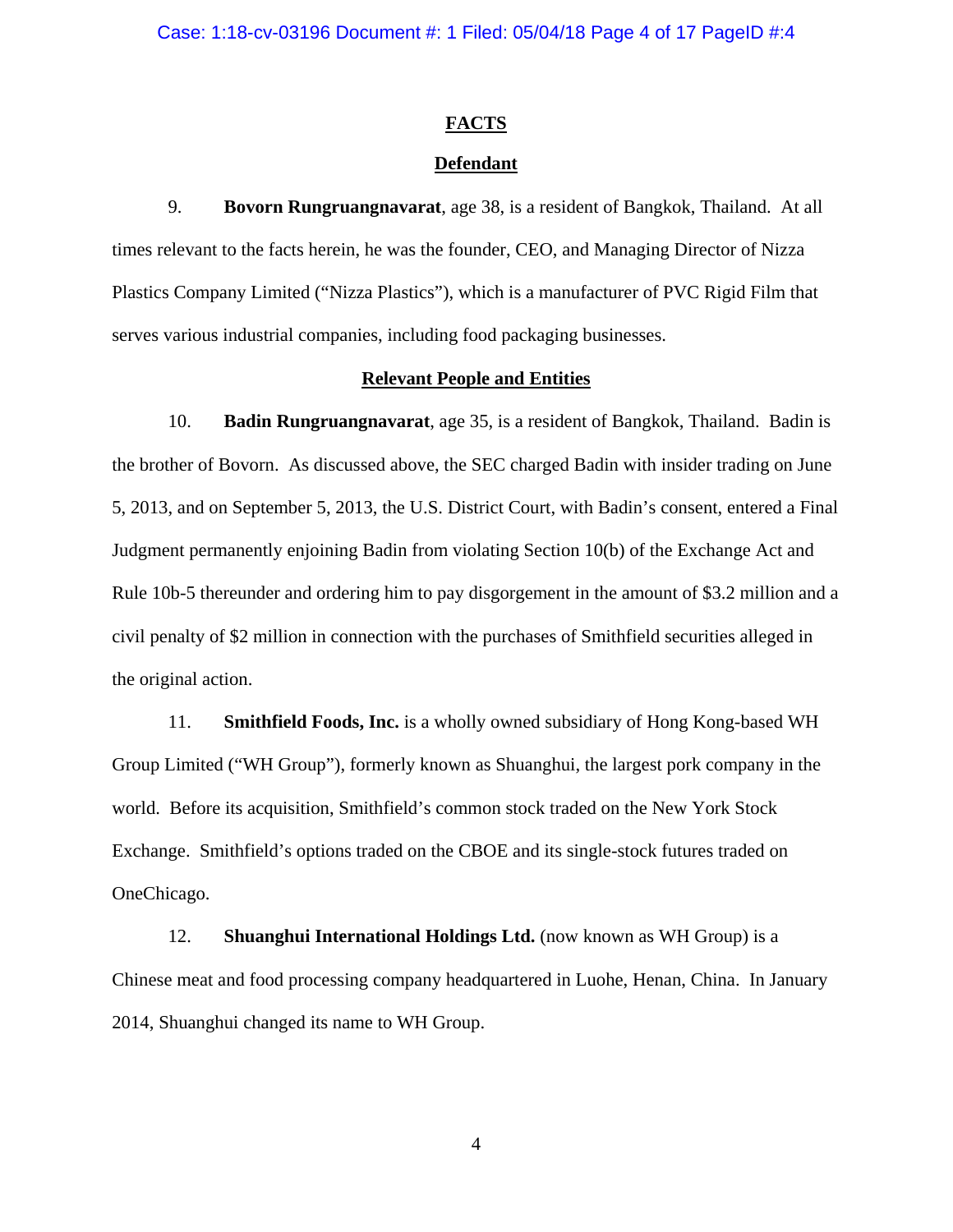## FACTS

### Defendant

9. **Bovorn Rungruangnavarat**, age 38, is a resident of Bangkok, Thailand. At all times relevant to the facts herein, he was the founder, CEO, and Managing Director of Nizza Plastics Company Limited ("Nizza Plastics"), which is a manufacturer of PVC Rigid Film that serves various industrial companies, including food packaging businesses.

### Relevant People and Entities

10. **Badin Rungruangnavarat**, age 35, is a resident of Bangkok, Thailand. Badin is the brother of Bovorn. As discussed above, the SEC charged Badin with insider trading on June 5, 2013, and on September 5, 2013, the U.S. District Court, with Badin's consent, entered a Final Judgment permanently enjoining Badin from violating Section 10(b) of the Exchange Act and Rule 10b-5 thereunder and ordering him to pay disgorgement in the amount of $3.2 million and a civil penalty of $2 million in connection with the purchases of Smithfield securities alleged in the original action.

11. **Smithfield Foods, Inc.** is a wholly owned subsidiary of Hong Kong-based WH Group Limited ("WH Group"), formerly known as Shuanghui, the largest pork company in the world. Before its acquisition, Smithfield's common stock traded on the New York Stock Exchange. Smithfield's options traded on the CBOE and its single-stock futures traded on OneChicago.

12. **Shuanghui International Holdings Ltd.** (now known as WH Group) is a Chinese meat and food processing company headquartered in Luohe, Henan, China. In January 2014, Shuanghui changed its name to WH Group.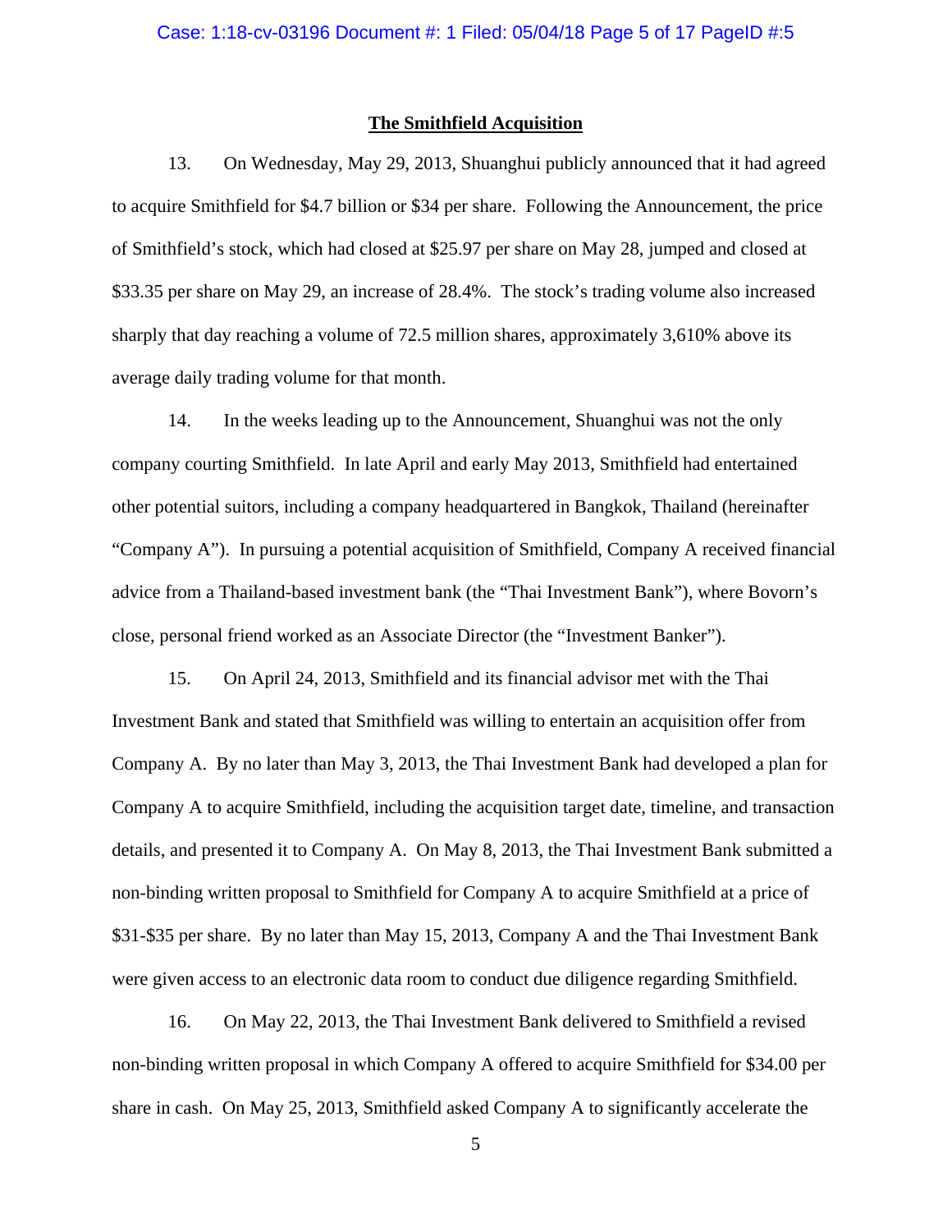## The Smithfield Acquisition

13. On Wednesday, May 29, 2013, Shuanghui publicly announced that it had agreed to acquire Smithfield for $4.7 billion or $34 per share. Following the Announcement, the price of Smithfield's stock, which had closed at $25.97 per share on May 28, jumped and closed at $33.35 per share on May 29, an increase of 28.4%. The stock's trading volume also increased sharply that day reaching a volume of 72.5 million shares, approximately 3,610% above its average daily trading volume for that month.

14. In the weeks leading up to the Announcement, Shuanghui was not the only company courting Smithfield. In late April and early May 2013, Smithfield had entertained other potential suitors, including a company headquartered in Bangkok, Thailand (hereinafter "Company A"). In pursuing a potential acquisition of Smithfield, Company A received financial advice from a Thailand-based investment bank (the "Thai Investment Bank"), where Bovorn's close, personal friend worked as an Associate Director (the "Investment Banker").

15. On April 24, 2013, Smithfield and its financial advisor met with the Thai Investment Bank and stated that Smithfield was willing to entertain an acquisition offer from Company A. By no later than May 3, 2013, the Thai Investment Bank had developed a plan for Company A to acquire Smithfield, including the acquisition target date, timeline, and transaction details, and presented it to Company A. On May 8, 2013, the Thai Investment Bank submitted a non-binding written proposal to Smithfield for Company A to acquire Smithfield at a price of $31-$35 per share. By no later than May 15, 2013, Company A and the Thai Investment Bank were given access to an electronic data room to conduct due diligence regarding Smithfield.

16. On May 22, 2013, the Thai Investment Bank delivered to Smithfield a revised non-binding written proposal in which Company A offered to acquire Smithfield for $34.00 per share in cash. On May 25, 2013, Smithfield asked Company A to significantly accelerate the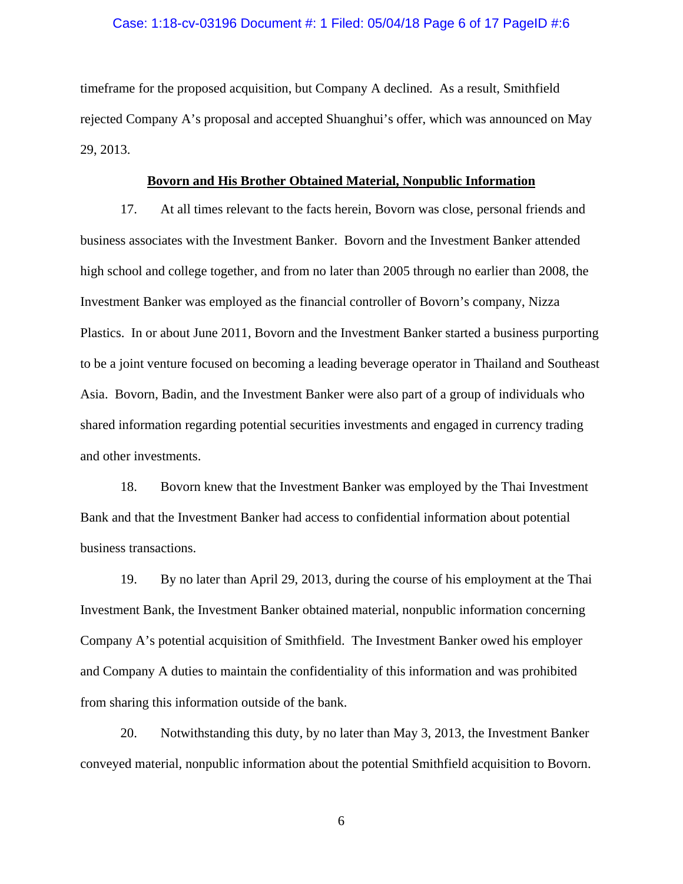timeframe for the proposed acquisition, but Company A declined. As a result, Smithfield rejected Company A's proposal and accepted Shuanghui's offer, which was announced on May 29, 2013.

**Bovorn and His Brother Obtained Material, Nonpublic Information**

17. At all times relevant to the facts herein, Bovorn was close, personal friends and business associates with the Investment Banker. Bovorn and the Investment Banker attended high school and college together, and from no later than 2005 through no earlier than 2008, the Investment Banker was employed as the financial controller of Bovorn's company, Nizza Plastics. In or about June 2011, Bovorn and the Investment Banker started a business purporting to be a joint venture focused on becoming a leading beverage operator in Thailand and Southeast Asia. Bovorn, Badin, and the Investment Banker were also part of a group of individuals who shared information regarding potential securities investments and engaged in currency trading and other investments.

18. Bovorn knew that the Investment Banker was employed by the Thai Investment Bank and that the Investment Banker had access to confidential information about potential business transactions.

19. By no later than April 29, 2013, during the course of his employment at the Thai Investment Bank, the Investment Banker obtained material, nonpublic information concerning Company A's potential acquisition of Smithfield. The Investment Banker owed his employer and Company A duties to maintain the confidentiality of this information and was prohibited from sharing this information outside of the bank.

20. Notwithstanding this duty, by no later than May 3, 2013, the Investment Banker conveyed material, nonpublic information about the potential Smithfield acquisition to Bovorn.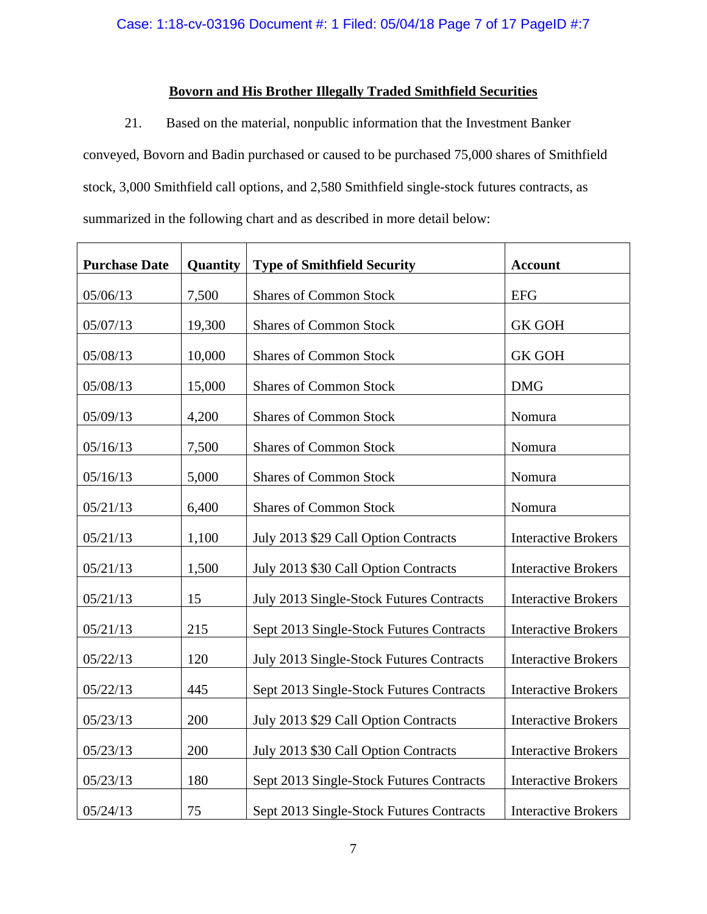## Bovorn and His Brother Illegally Traded Smithfield Securities

21. Based on the material, nonpublic information that the Investment Banker conveyed, Bovorn and Badin purchased or caused to be purchased 75,000 shares of Smithfield stock, 3,000 Smithfield call options, and 2,580 Smithfield single-stock futures contracts, as summarized in the following chart and as described in more detail below:

| Purchase Date | Quantity | Type of Smithfield Security | Account |
|---|---|---|---|
| 05/06/13 | 7,500 | Shares of Common Stock | EFG |
| 05/07/13 | 19,300 | Shares of Common Stock | GK GOH |
| 05/08/13 | 10,000 | Shares of Common Stock | GK GOH |
| 05/08/13 | 15,000 | Shares of Common Stock | DMG |
| 05/09/13 | 4,200 | Shares of Common Stock | Nomura |
| 05/16/13 | 7,500 | Shares of Common Stock | Nomura |
| 05/16/13 | 5,000 | Shares of Common Stock | Nomura |
| 05/21/13 | 6,400 | Shares of Common Stock | Nomura |
| 05/21/13 | 1,100 | July 2013 $29 Call Option Contracts | Interactive Brokers |
| 05/21/13 | 1,500 | July 2013 $30 Call Option Contracts | Interactive Brokers |
| 05/21/13 | 15 | July 2013 Single-Stock Futures Contracts | Interactive Brokers |
| 05/21/13 | 215 | Sept 2013 Single-Stock Futures Contracts | Interactive Brokers |
| 05/22/13 | 120 | July 2013 Single-Stock Futures Contracts | Interactive Brokers |
| 05/22/13 | 445 | Sept 2013 Single-Stock Futures Contracts | Interactive Brokers |
| 05/23/13 | 200 | July 2013 $29 Call Option Contracts | Interactive Brokers |
| 05/23/13 | 200 | July 2013 $30 Call Option Contracts | Interactive Brokers |
| 05/23/13 | 180 | Sept 2013 Single-Stock Futures Contracts | Interactive Brokers |
| 05/24/13 | 75 | Sept 2013 Single-Stock Futures Contracts | Interactive Brokers |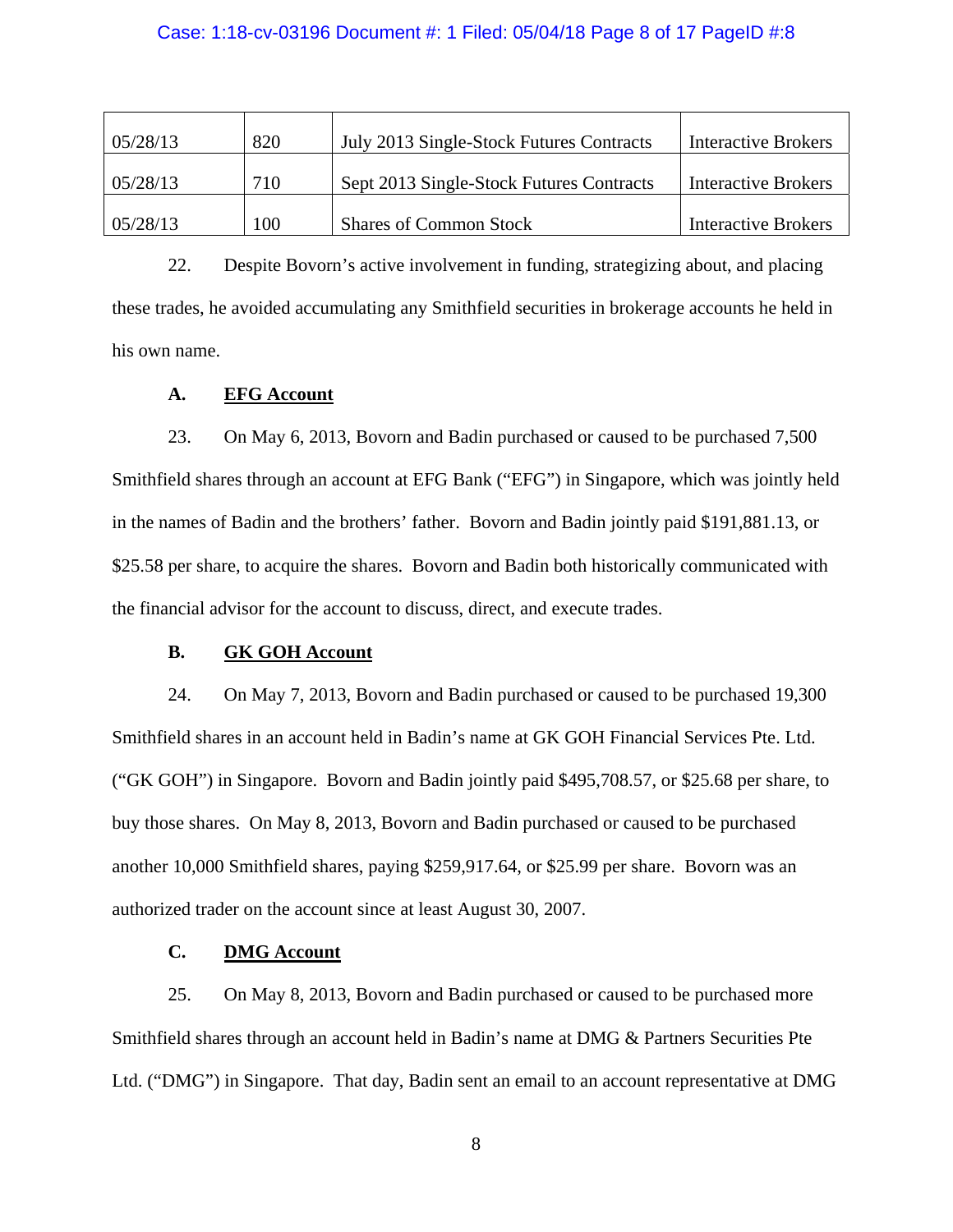| | | | |
|---|---|---|---|
| 05/28/13 | 820 | July 2013 Single-Stock Futures Contracts | Interactive Brokers |
| 05/28/13 | 710 | Sept 2013 Single-Stock Futures Contracts | Interactive Brokers |
| 05/28/13 | 100 | Shares of Common Stock | Interactive Brokers |

22. Despite Bovorn's active involvement in funding, strategizing about, and placing these trades, he avoided accumulating any Smithfield securities in brokerage accounts he held in his own name.

**A. <u>EFG Account</u>**

23. On May 6, 2013, Bovorn and Badin purchased or caused to be purchased 7,500 Smithfield shares through an account at EFG Bank ("EFG") in Singapore, which was jointly held in the names of Badin and the brothers' father. Bovorn and Badin jointly paid $191,881.13, or $25.58 per share, to acquire the shares. Bovorn and Badin both historically communicated with the financial advisor for the account to discuss, direct, and execute trades.

**B. <u>GK GOH Account</u>**

24. On May 7, 2013, Bovorn and Badin purchased or caused to be purchased 19,300 Smithfield shares in an account held in Badin's name at GK GOH Financial Services Pte. Ltd. ("GK GOH") in Singapore. Bovorn and Badin jointly paid $495,708.57, or $25.68 per share, to buy those shares. On May 8, 2013, Bovorn and Badin purchased or caused to be purchased another 10,000 Smithfield shares, paying $259,917.64, or $25.99 per share. Bovorn was an authorized trader on the account since at least August 30, 2007.

**C. <u>DMG Account</u>**

25. On May 8, 2013, Bovorn and Badin purchased or caused to be purchased more Smithfield shares through an account held in Badin's name at DMG & Partners Securities Pte Ltd. ("DMG") in Singapore. That day, Badin sent an email to an account representative at DMG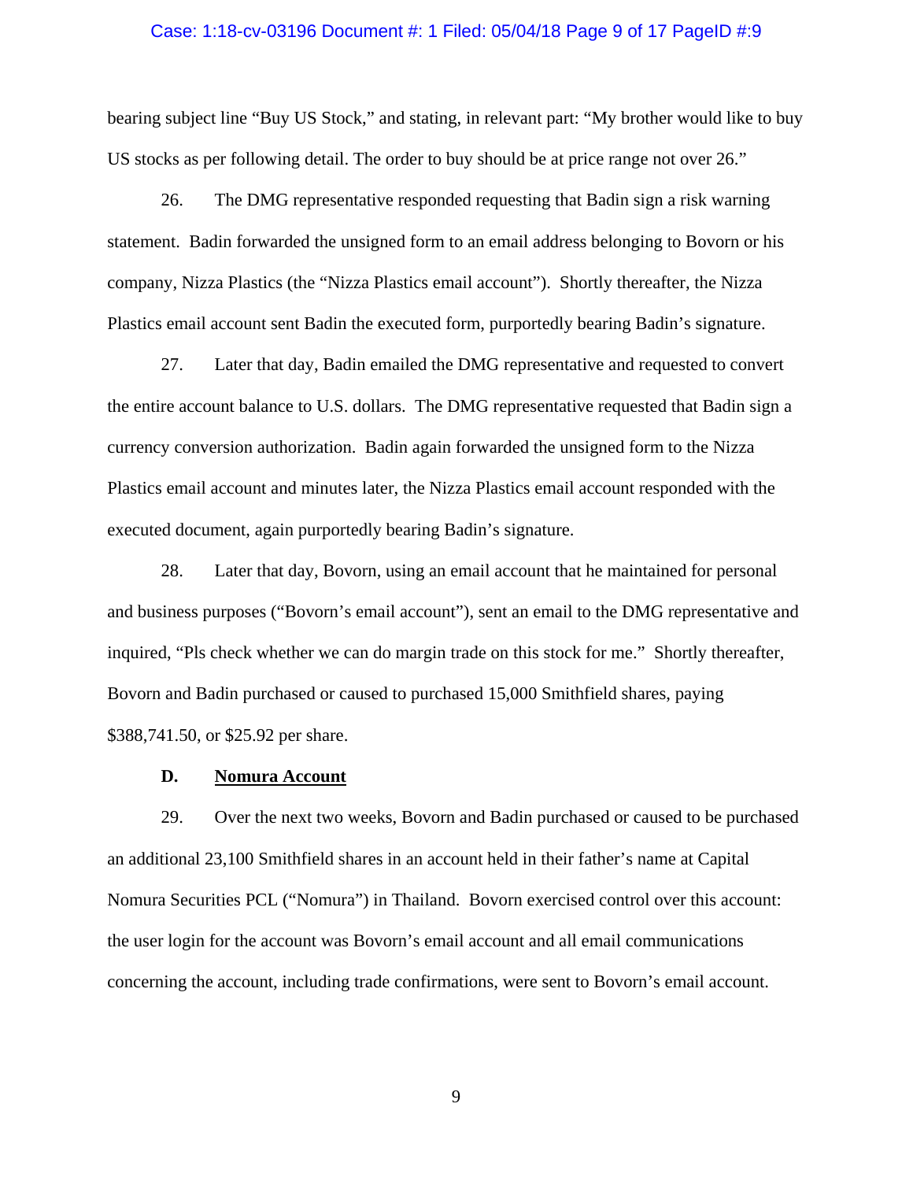bearing subject line "Buy US Stock," and stating, in relevant part: "My brother would like to buy US stocks as per following detail. The order to buy should be at price range not over 26."

26. The DMG representative responded requesting that Badin sign a risk warning statement. Badin forwarded the unsigned form to an email address belonging to Bovorn or his company, Nizza Plastics (the "Nizza Plastics email account"). Shortly thereafter, the Nizza Plastics email account sent Badin the executed form, purportedly bearing Badin's signature.

27. Later that day, Badin emailed the DMG representative and requested to convert the entire account balance to U.S. dollars. The DMG representative requested that Badin sign a currency conversion authorization. Badin again forwarded the unsigned form to the Nizza Plastics email account and minutes later, the Nizza Plastics email account responded with the executed document, again purportedly bearing Badin's signature.

28. Later that day, Bovorn, using an email account that he maintained for personal and business purposes ("Bovorn's email account"), sent an email to the DMG representative and inquired, "Pls check whether we can do margin trade on this stock for me." Shortly thereafter, Bovorn and Badin purchased or caused to purchased 15,000 Smithfield shares, paying $388,741.50, or $25.92 per share.

### D. <u>Nomura Account</u>

29. Over the next two weeks, Bovorn and Badin purchased or caused to be purchased an additional 23,100 Smithfield shares in an account held in their father's name at Capital Nomura Securities PCL ("Nomura") in Thailand. Bovorn exercised control over this account: the user login for the account was Bovorn's email account and all email communications concerning the account, including trade confirmations, were sent to Bovorn's email account.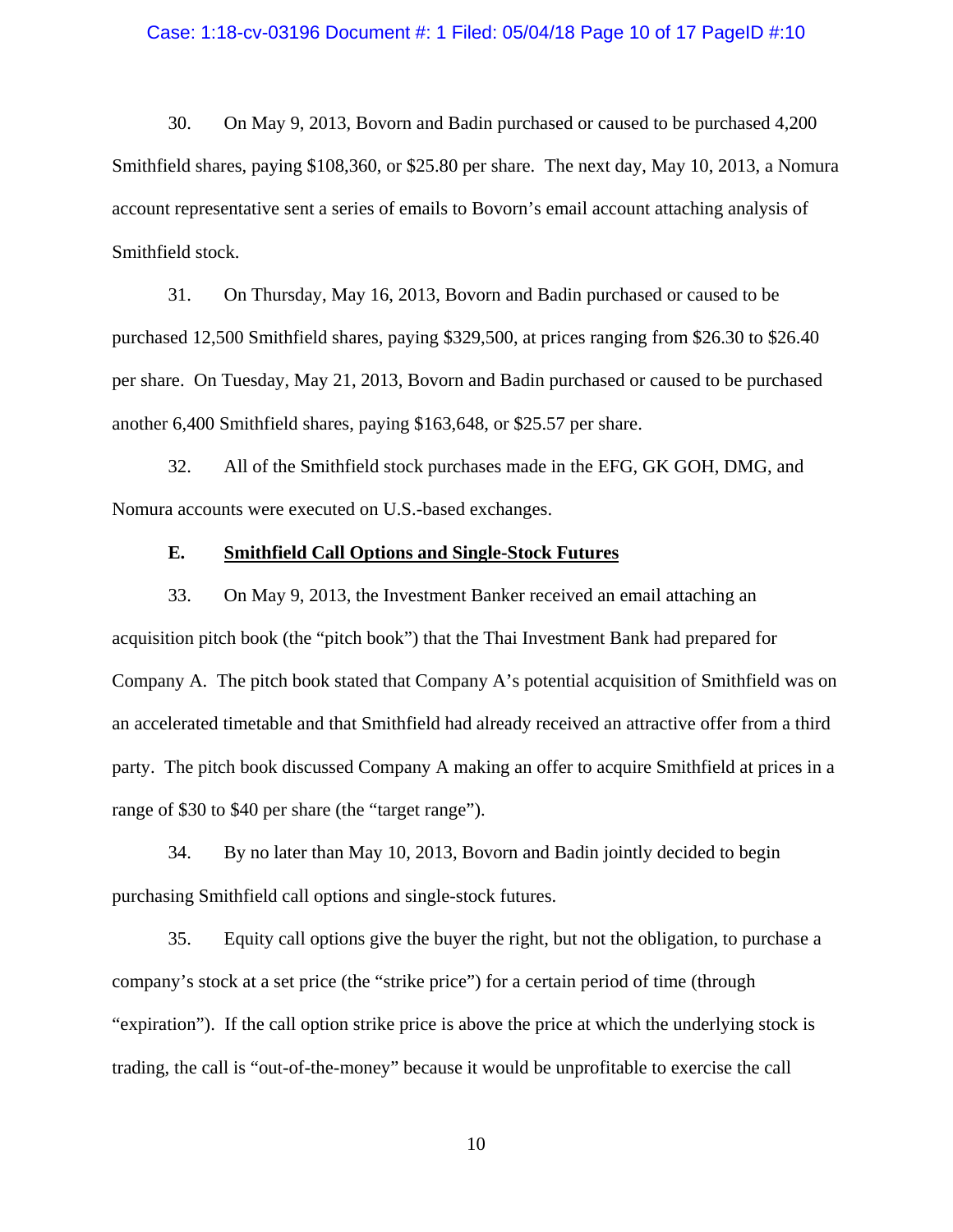30. On May 9, 2013, Bovorn and Badin purchased or caused to be purchased 4,200 Smithfield shares, paying $108,360, or $25.80 per share. The next day, May 10, 2013, a Nomura account representative sent a series of emails to Bovorn's email account attaching analysis of Smithfield stock.

31. On Thursday, May 16, 2013, Bovorn and Badin purchased or caused to be purchased 12,500 Smithfield shares, paying $329,500, at prices ranging from $26.30 to $26.40 per share. On Tuesday, May 21, 2013, Bovorn and Badin purchased or caused to be purchased another 6,400 Smithfield shares, paying $163,648, or $25.57 per share.

32. All of the Smithfield stock purchases made in the EFG, GK GOH, DMG, and Nomura accounts were executed on U.S.-based exchanges.

### E. Smithfield Call Options and Single-Stock Futures

33. On May 9, 2013, the Investment Banker received an email attaching an acquisition pitch book (the "pitch book") that the Thai Investment Bank had prepared for Company A. The pitch book stated that Company A's potential acquisition of Smithfield was on an accelerated timetable and that Smithfield had already received an attractive offer from a third party. The pitch book discussed Company A making an offer to acquire Smithfield at prices in a range of $30 to $40 per share (the "target range").

34. By no later than May 10, 2013, Bovorn and Badin jointly decided to begin purchasing Smithfield call options and single-stock futures.

35. Equity call options give the buyer the right, but not the obligation, to purchase a company's stock at a set price (the "strike price") for a certain period of time (through "expiration"). If the call option strike price is above the price at which the underlying stock is trading, the call is "out-of-the-money" because it would be unprofitable to exercise the call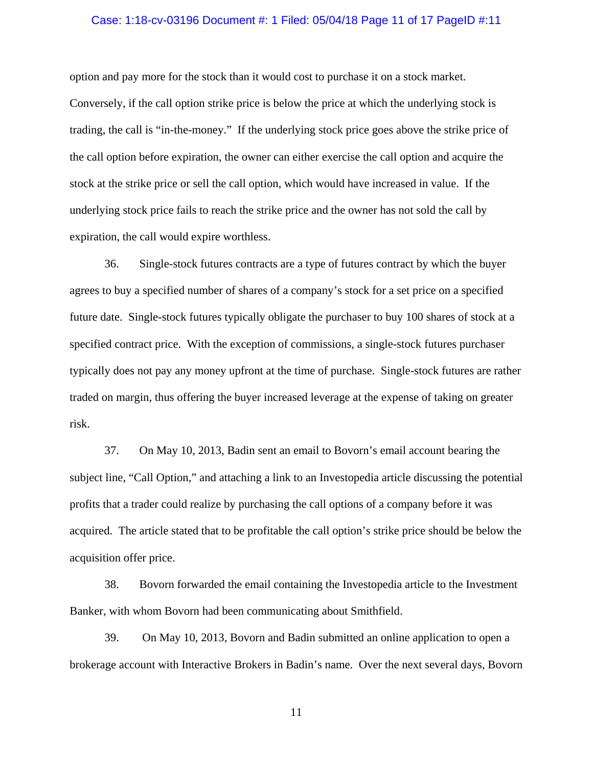option and pay more for the stock than it would cost to purchase it on a stock market. Conversely, if the call option strike price is below the price at which the underlying stock is trading, the call is "in-the-money." If the underlying stock price goes above the strike price of the call option before expiration, the owner can either exercise the call option and acquire the stock at the strike price or sell the call option, which would have increased in value. If the underlying stock price fails to reach the strike price and the owner has not sold the call by expiration, the call would expire worthless.

36. Single-stock futures contracts are a type of futures contract by which the buyer agrees to buy a specified number of shares of a company's stock for a set price on a specified future date. Single-stock futures typically obligate the purchaser to buy 100 shares of stock at a specified contract price. With the exception of commissions, a single-stock futures purchaser typically does not pay any money upfront at the time of purchase. Single-stock futures are rather traded on margin, thus offering the buyer increased leverage at the expense of taking on greater risk.

37. On May 10, 2013, Badin sent an email to Bovorn's email account bearing the subject line, "Call Option," and attaching a link to an Investopedia article discussing the potential profits that a trader could realize by purchasing the call options of a company before it was acquired. The article stated that to be profitable the call option's strike price should be below the acquisition offer price.

38. Bovorn forwarded the email containing the Investopedia article to the Investment Banker, with whom Bovorn had been communicating about Smithfield.

39. On May 10, 2013, Bovorn and Badin submitted an online application to open a brokerage account with Interactive Brokers in Badin's name. Over the next several days, Bovorn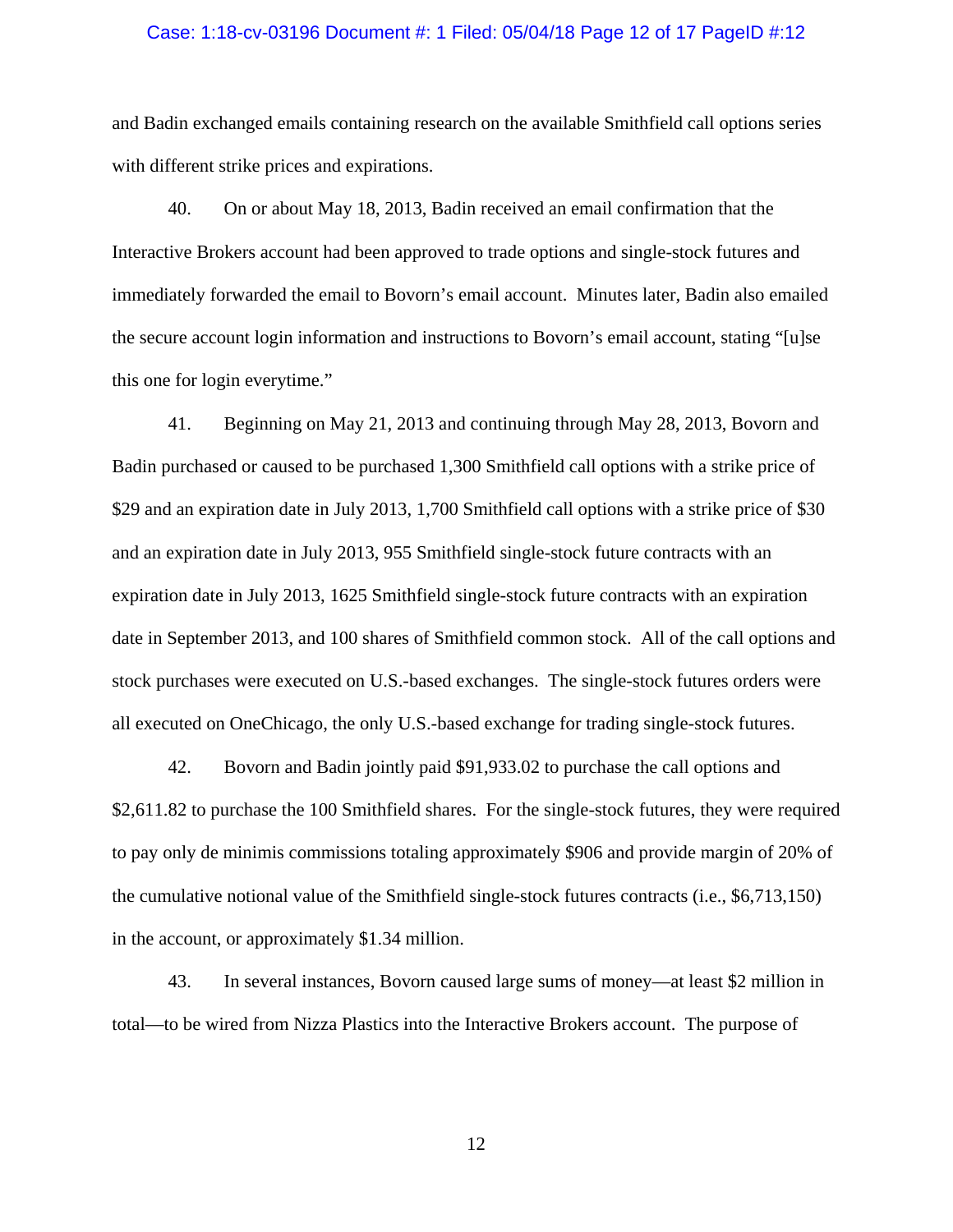and Badin exchanged emails containing research on the available Smithfield call options series with different strike prices and expirations.

40. On or about May 18, 2013, Badin received an email confirmation that the Interactive Brokers account had been approved to trade options and single-stock futures and immediately forwarded the email to Bovorn's email account. Minutes later, Badin also emailed the secure account login information and instructions to Bovorn's email account, stating "[u]se this one for login everytime."

41. Beginning on May 21, 2013 and continuing through May 28, 2013, Bovorn and Badin purchased or caused to be purchased 1,300 Smithfield call options with a strike price of $29 and an expiration date in July 2013, 1,700 Smithfield call options with a strike price of $30 and an expiration date in July 2013, 955 Smithfield single-stock future contracts with an expiration date in July 2013, 1625 Smithfield single-stock future contracts with an expiration date in September 2013, and 100 shares of Smithfield common stock. All of the call options and stock purchases were executed on U.S.-based exchanges. The single-stock futures orders were all executed on OneChicago, the only U.S.-based exchange for trading single-stock futures.

42. Bovorn and Badin jointly paid $91,933.02 to purchase the call options and $2,611.82 to purchase the 100 Smithfield shares. For the single-stock futures, they were required to pay only de minimis commissions totaling approximately $906 and provide margin of 20% of the cumulative notional value of the Smithfield single-stock futures contracts (i.e., $6,713,150) in the account, or approximately $1.34 million.

43. In several instances, Bovorn caused large sums of money—at least $2 million in total—to be wired from Nizza Plastics into the Interactive Brokers account. The purpose of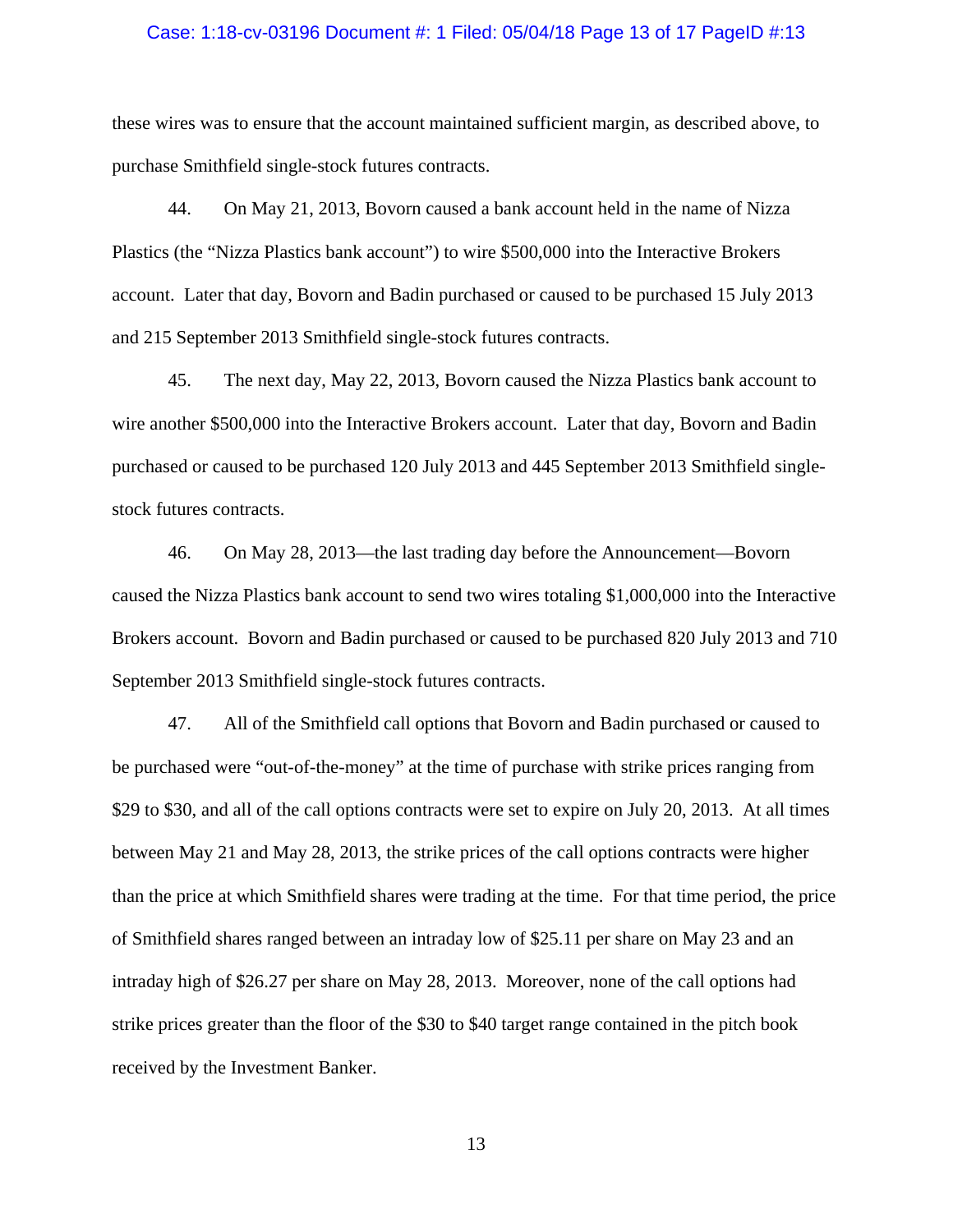these wires was to ensure that the account maintained sufficient margin, as described above, to purchase Smithfield single-stock futures contracts.

44. On May 21, 2013, Bovorn caused a bank account held in the name of Nizza Plastics (the "Nizza Plastics bank account") to wire $500,000 into the Interactive Brokers account. Later that day, Bovorn and Badin purchased or caused to be purchased 15 July 2013 and 215 September 2013 Smithfield single-stock futures contracts.

45. The next day, May 22, 2013, Bovorn caused the Nizza Plastics bank account to wire another $500,000 into the Interactive Brokers account. Later that day, Bovorn and Badin purchased or caused to be purchased 120 July 2013 and 445 September 2013 Smithfield single-stock futures contracts.

46. On May 28, 2013—the last trading day before the Announcement—Bovorn caused the Nizza Plastics bank account to send two wires totaling $1,000,000 into the Interactive Brokers account. Bovorn and Badin purchased or caused to be purchased 820 July 2013 and 710 September 2013 Smithfield single-stock futures contracts.

47. All of the Smithfield call options that Bovorn and Badin purchased or caused to be purchased were "out-of-the-money" at the time of purchase with strike prices ranging from $29 to $30, and all of the call options contracts were set to expire on July 20, 2013. At all times between May 21 and May 28, 2013, the strike prices of the call options contracts were higher than the price at which Smithfield shares were trading at the time. For that time period, the price of Smithfield shares ranged between an intraday low of $25.11 per share on May 23 and an intraday high of $26.27 per share on May 28, 2013. Moreover, none of the call options had strike prices greater than the floor of the $30 to $40 target range contained in the pitch book received by the Investment Banker.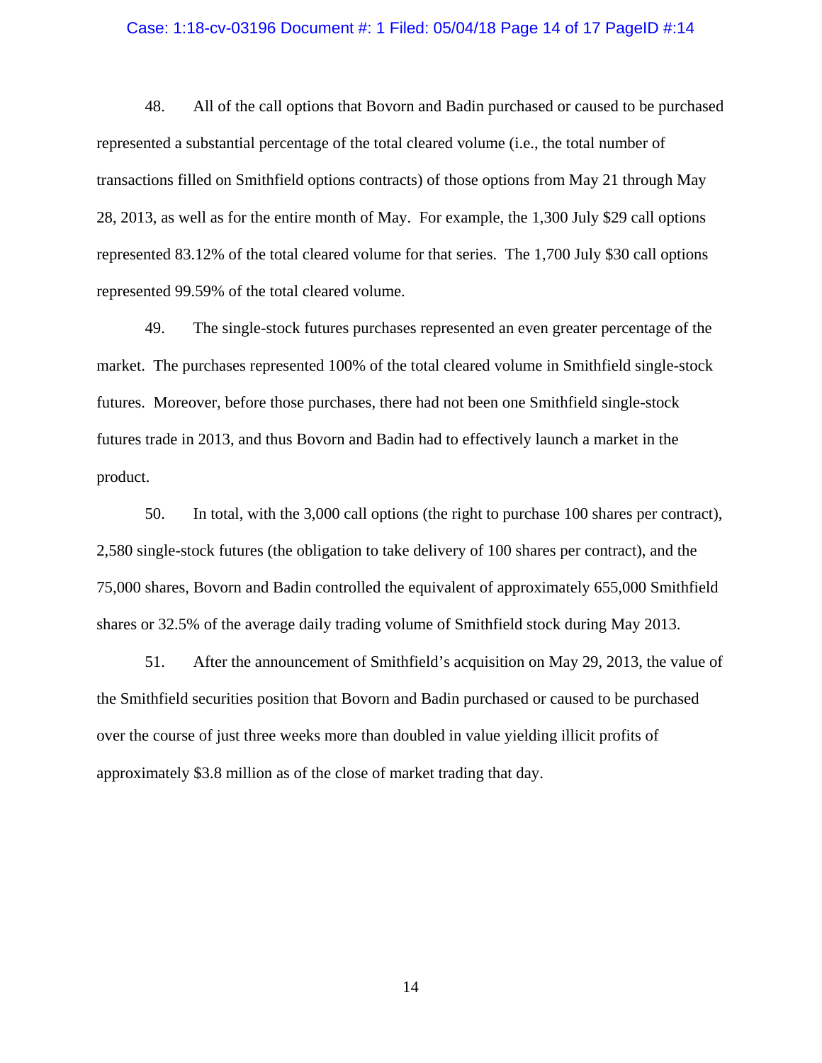48. All of the call options that Bovorn and Badin purchased or caused to be purchased represented a substantial percentage of the total cleared volume (i.e., the total number of transactions filled on Smithfield options contracts) of those options from May 21 through May 28, 2013, as well as for the entire month of May. For example, the 1,300 July $29 call options represented 83.12% of the total cleared volume for that series. The 1,700 July $30 call options represented 99.59% of the total cleared volume.

49. The single-stock futures purchases represented an even greater percentage of the market. The purchases represented 100% of the total cleared volume in Smithfield single-stock futures. Moreover, before those purchases, there had not been one Smithfield single-stock futures trade in 2013, and thus Bovorn and Badin had to effectively launch a market in the product.

50. In total, with the 3,000 call options (the right to purchase 100 shares per contract), 2,580 single-stock futures (the obligation to take delivery of 100 shares per contract), and the 75,000 shares, Bovorn and Badin controlled the equivalent of approximately 655,000 Smithfield shares or 32.5% of the average daily trading volume of Smithfield stock during May 2013.

51. After the announcement of Smithfield's acquisition on May 29, 2013, the value of the Smithfield securities position that Bovorn and Badin purchased or caused to be purchased over the course of just three weeks more than doubled in value yielding illicit profits of approximately $3.8 million as of the close of market trading that day.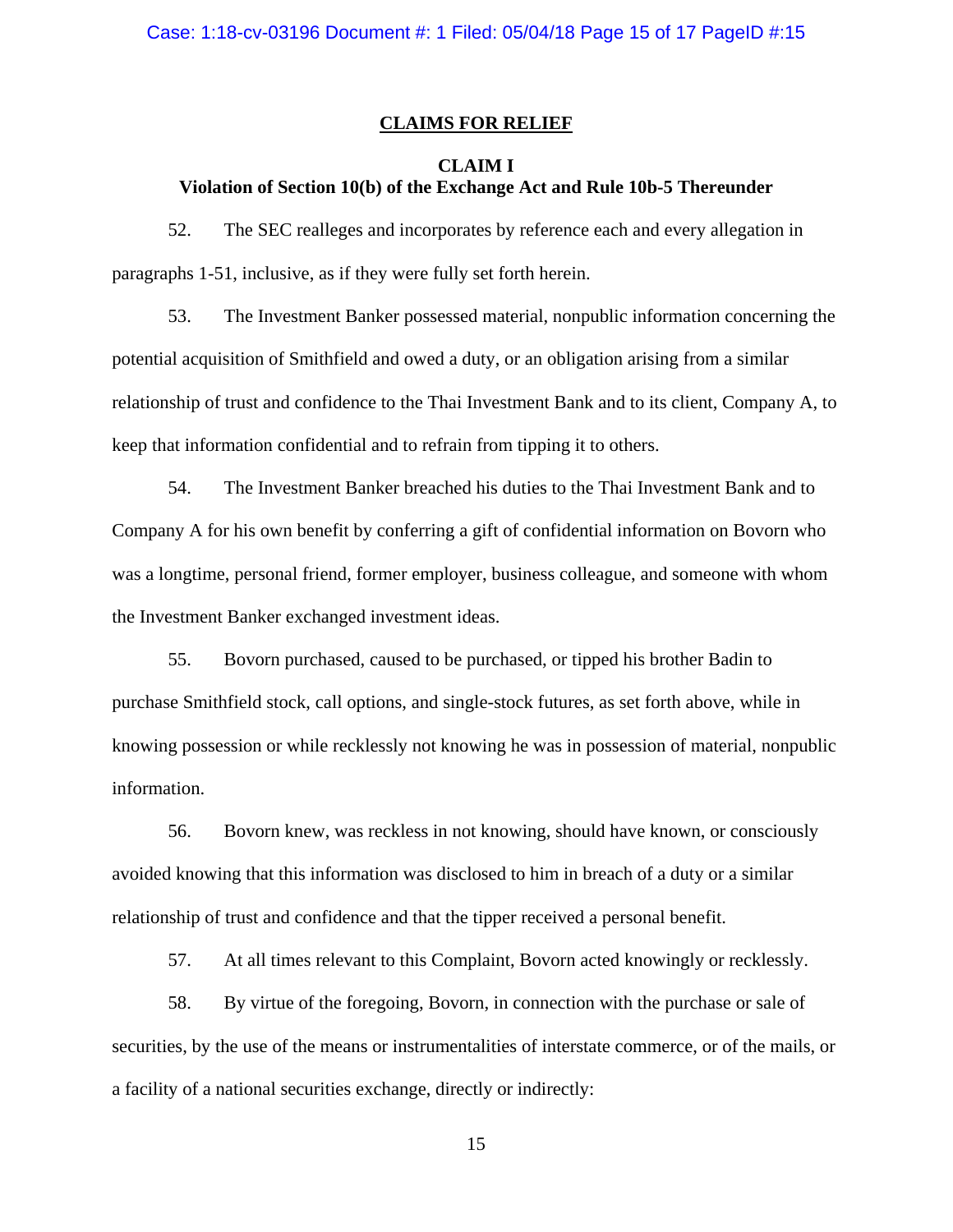## CLAIMS FOR RELIEF

### CLAIM I
### Violation of Section 10(b) of the Exchange Act and Rule 10b-5 Thereunder

52. The SEC realleges and incorporates by reference each and every allegation in paragraphs 1-51, inclusive, as if they were fully set forth herein.

53. The Investment Banker possessed material, nonpublic information concerning the potential acquisition of Smithfield and owed a duty, or an obligation arising from a similar relationship of trust and confidence to the Thai Investment Bank and to its client, Company A, to keep that information confidential and to refrain from tipping it to others.

54. The Investment Banker breached his duties to the Thai Investment Bank and to Company A for his own benefit by conferring a gift of confidential information on Bovorn who was a longtime, personal friend, former employer, business colleague, and someone with whom the Investment Banker exchanged investment ideas.

55. Bovorn purchased, caused to be purchased, or tipped his brother Badin to purchase Smithfield stock, call options, and single-stock futures, as set forth above, while in knowing possession or while recklessly not knowing he was in possession of material, nonpublic information.

56. Bovorn knew, was reckless in not knowing, should have known, or consciously avoided knowing that this information was disclosed to him in breach of a duty or a similar relationship of trust and confidence and that the tipper received a personal benefit.

57. At all times relevant to this Complaint, Bovorn acted knowingly or recklessly.

58. By virtue of the foregoing, Bovorn, in connection with the purchase or sale of securities, by the use of the means or instrumentalities of interstate commerce, or of the mails, or a facility of a national securities exchange, directly or indirectly: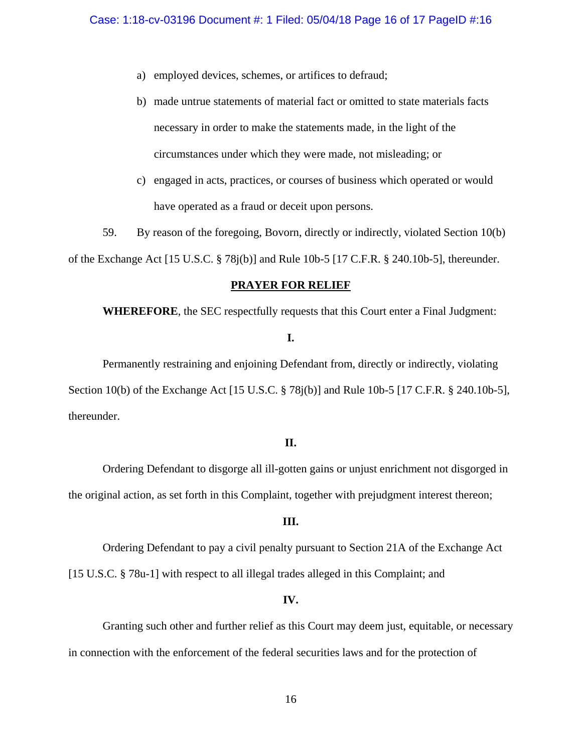a) employed devices, schemes, or artifices to defraud;

b) made untrue statements of material fact or omitted to state materials facts necessary in order to make the statements made, in the light of the circumstances under which they were made, not misleading; or

c) engaged in acts, practices, or courses of business which operated or would have operated as a fraud or deceit upon persons.

59. By reason of the foregoing, Bovorn, directly or indirectly, violated Section 10(b) of the Exchange Act [15 U.S.C. § 78j(b)] and Rule 10b-5 [17 C.F.R. § 240.10b-5], thereunder.

**PRAYER FOR RELIEF**

**WHEREFORE**, the SEC respectfully requests that this Court enter a Final Judgment:

**I.**

Permanently restraining and enjoining Defendant from, directly or indirectly, violating Section 10(b) of the Exchange Act [15 U.S.C. § 78j(b)] and Rule 10b-5 [17 C.F.R. § 240.10b-5], thereunder.

**II.**

Ordering Defendant to disgorge all ill-gotten gains or unjust enrichment not disgorged in the original action, as set forth in this Complaint, together with prejudgment interest thereon;

**III.**

Ordering Defendant to pay a civil penalty pursuant to Section 21A of the Exchange Act [15 U.S.C. § 78u-1] with respect to all illegal trades alleged in this Complaint; and

**IV.**

Granting such other and further relief as this Court may deem just, equitable, or necessary in connection with the enforcement of the federal securities laws and for the protection of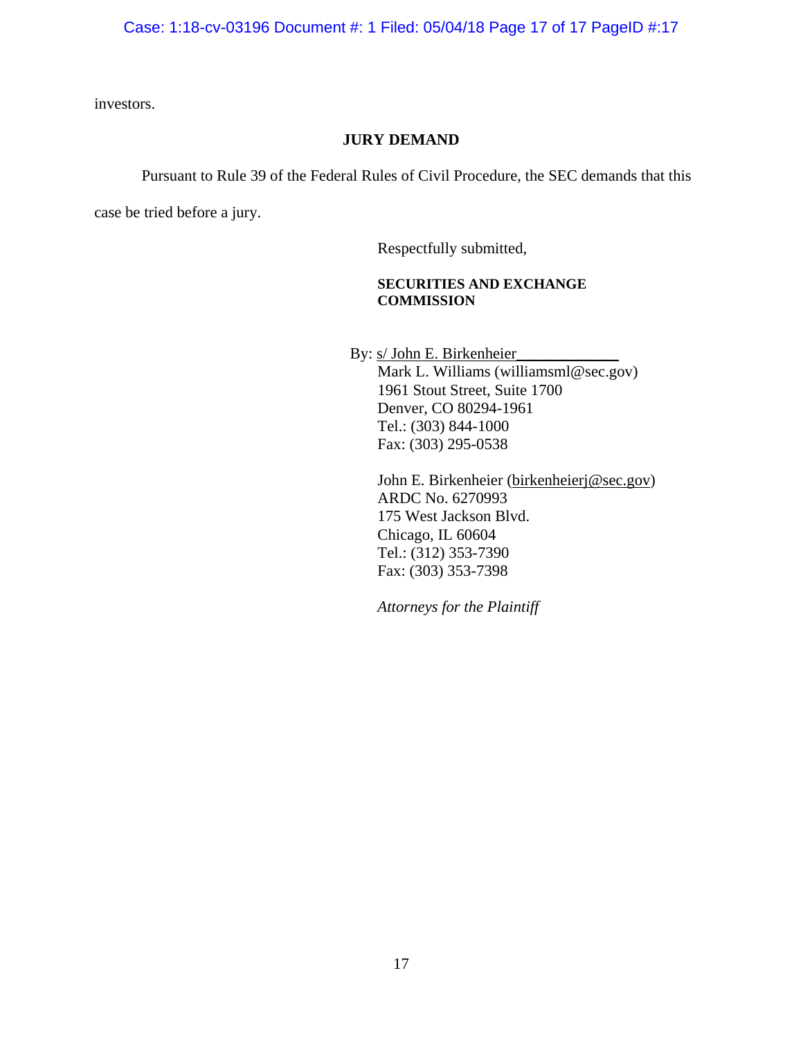investors.

**JURY DEMAND**

Pursuant to Rule 39 of the Federal Rules of Civil Procedure, the SEC demands that this case be tried before a jury.

Respectfully submitted,

**SECURITIES AND EXCHANGE COMMISSION**

By: s/ John E. Birkenheier\_\_\_\_\_\_\_\_\_\_\_\_\_
Mark L. Williams (williamsml@sec.gov)
1961 Stout Street, Suite 1700
Denver, CO 80294-1961
Tel.: (303) 844-1000
Fax: (303) 295-0538

John E. Birkenheier (birkenheierj@sec.gov)
ARDC No. 6270993
175 West Jackson Blvd.
Chicago, IL 60604
Tel.: (312) 353-7390
Fax: (303) 353-7398

*Attorneys for the Plaintiff*